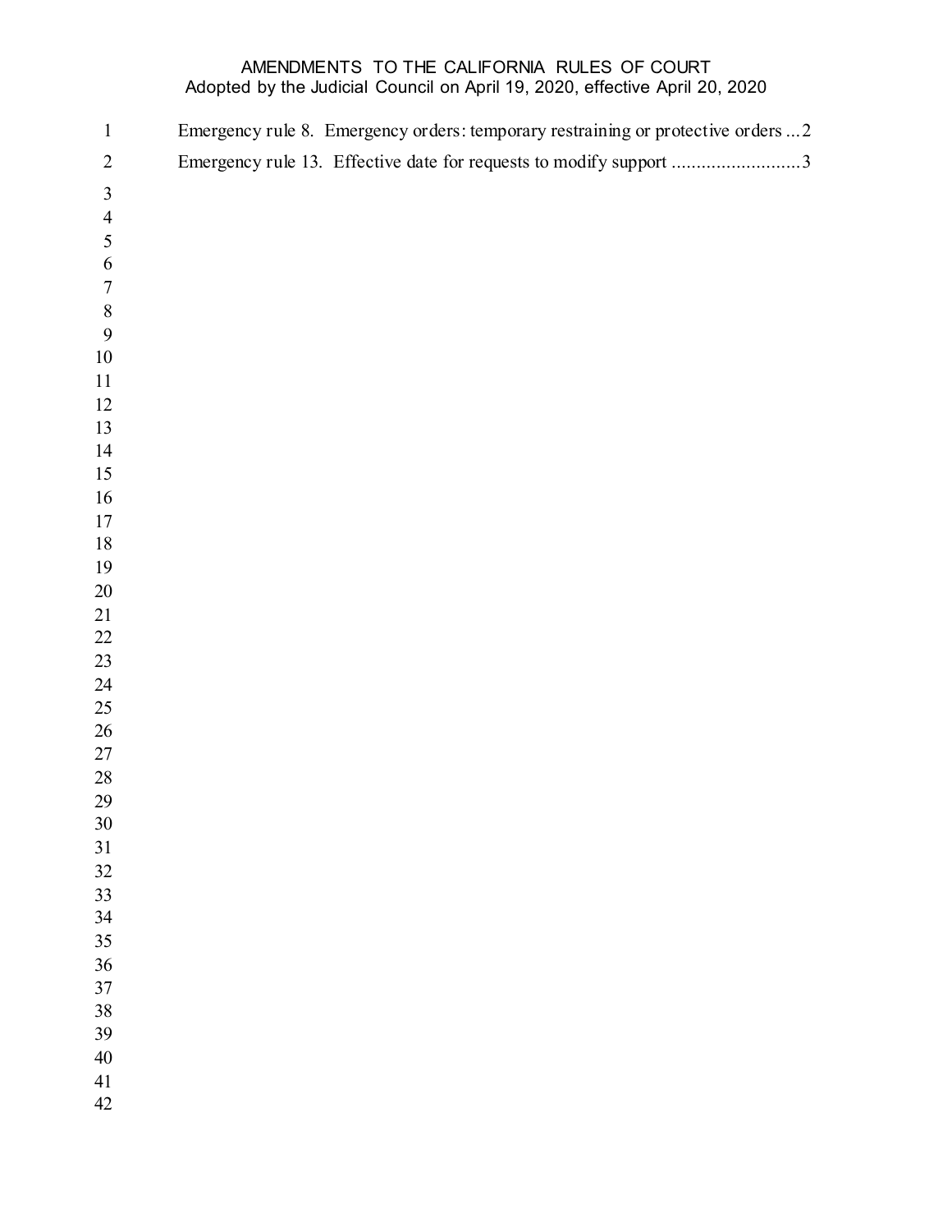# AMENDMENTS TO THE CALIFORNIA RULES OF COURT

Adopted by the Judicial Council on April 19, 2020, effective April 20, 2020

Emergency rule 8. Emergency orders: temporary restraining or protective orders ... 2

Emergency rule 13. Effective date for requests to modify support .......................... 3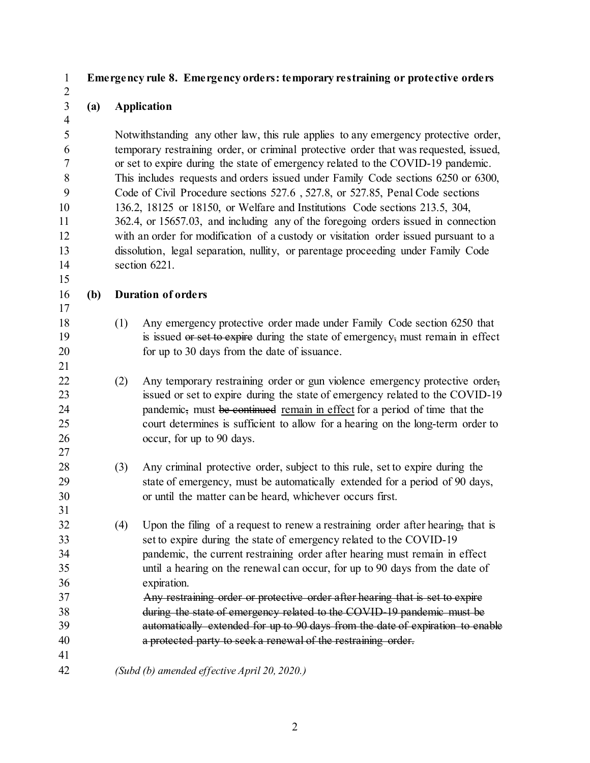**Emergency rule 8. Emergency orders: temporary restraining or protective orders**

**(a) Application**

Notwithstanding any other law, this rule applies to any emergency protective order, temporary restraining order, or criminal protective order that was requested, issued, or set to expire during the state of emergency related to the COVID-19 pandemic. This includes requests and orders issued under Family Code sections 6250 or 6300, Code of Civil Procedure sections 527.6 , 527.8, or 527.85, Penal Code sections 136.2, 18125 or 18150, or Welfare and Institutions Code sections 213.5, 304, 362.4, or 15657.03, and including any of the foregoing orders issued in connection with an order for modification of a custody or visitation order issued pursuant to a dissolution, legal separation, nullity, or parentage proceeding under Family Code section 6221.

**(b) Duration of orders**

(1) Any emergency protective order made under Family Code section 6250 that is issued ~~or set to expire~~ during the state of emergency~~,~~ must remain in effect for up to 30 days from the date of issuance.

(2) Any temporary restraining order or gun violence emergency protective order~~,~~ issued or set to expire during the state of emergency related to the COVID-19 pandemic~~,~~ must ~~be continued~~ <u>remain in effect</u> for a period of time that the court determines is sufficient to allow for a hearing on the long-term order to occur, for up to 90 days.

(3) Any criminal protective order, subject to this rule, set to expire during the state of emergency, must be automatically extended for a period of 90 days, or until the matter can be heard, whichever occurs first.

(4) Upon the filing of a request to renew a restraining order after hearing~~,~~ that is set to expire during the state of emergency related to the COVID-19 pandemic, the current restraining order after hearing must remain in effect until a hearing on the renewal can occur, for up to 90 days from the date of expiration.
~~Any restraining order or protective order after hearing that is set to expire during the state of emergency related to the COVID-19 pandemic must be automatically extended for up to 90 days from the date of expiration to enable a protected party to seek a renewal of the restraining order.~~

*(Subd (b) amended effective April 20, 2020.)*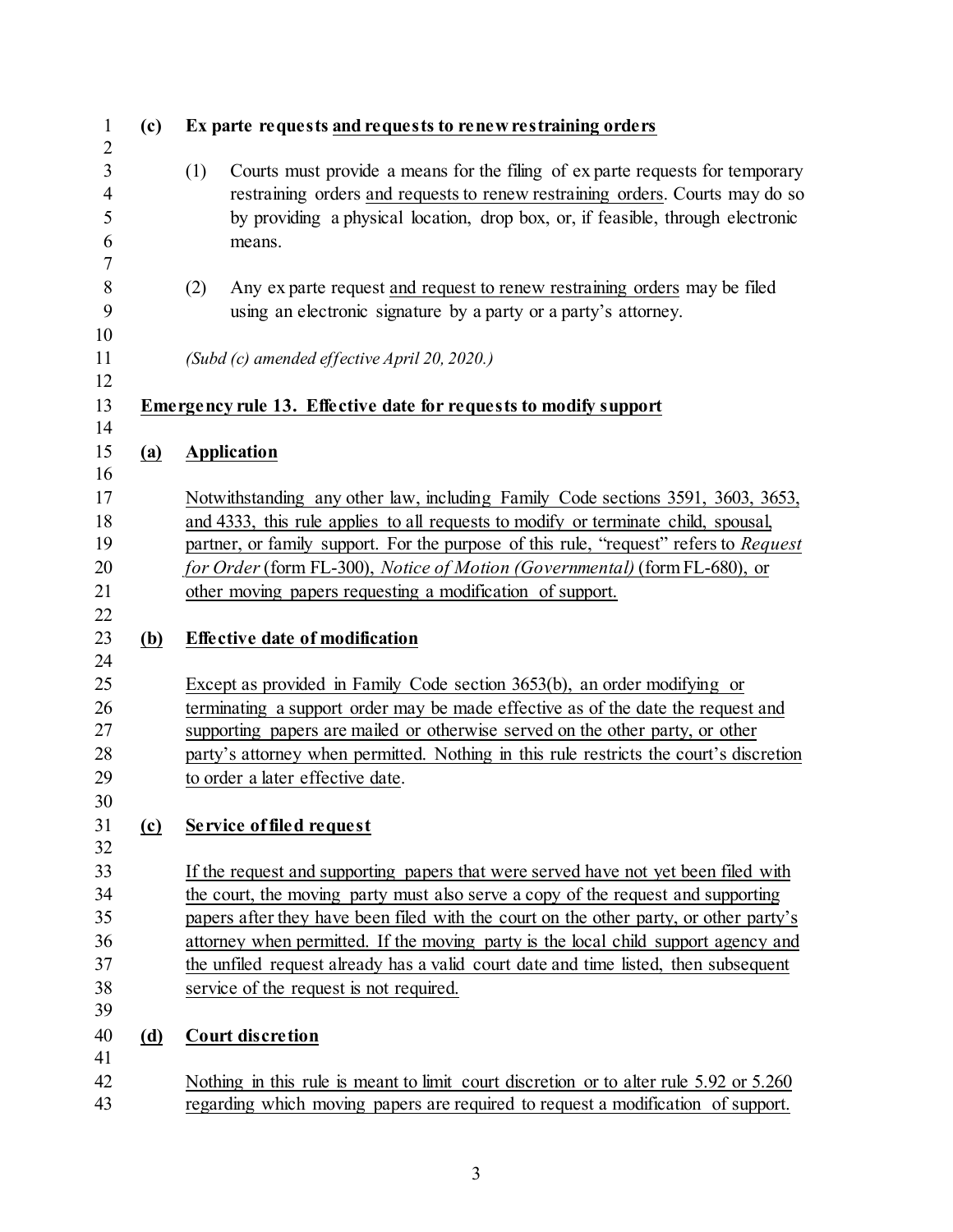**(c) Ex parte requests and requests to renew restraining orders**

(1) Courts must provide a means for the filing of ex parte requests for temporary restraining orders and requests to renew restraining orders. Courts may do so by providing a physical location, drop box, or, if feasible, through electronic means.

(2) Any ex parte request and request to renew restraining orders may be filed using an electronic signature by a party or a party's attorney.

*(Subd (c) amended effective April 20, 2020.)*

**Emergency rule 13. Effective date for requests to modify support**

**(a) Application**

Notwithstanding any other law, including Family Code sections 3591, 3603, 3653, and 4333, this rule applies to all requests to modify or terminate child, spousal, partner, or family support. For the purpose of this rule, "request" refers to *Request for Order* (form FL-300), *Notice of Motion (Governmental)* (form FL-680), or other moving papers requesting a modification of support.

**(b) Effective date of modification**

Except as provided in Family Code section 3653(b), an order modifying or terminating a support order may be made effective as of the date the request and supporting papers are mailed or otherwise served on the other party, or other party's attorney when permitted. Nothing in this rule restricts the court's discretion to order a later effective date.

**(c) Service of filed request**

If the request and supporting papers that were served have not yet been filed with the court, the moving party must also serve a copy of the request and supporting papers after they have been filed with the court on the other party, or other party's attorney when permitted. If the moving party is the local child support agency and the unfiled request already has a valid court date and time listed, then subsequent service of the request is not required.

**(d) Court discretion**

Nothing in this rule is meant to limit court discretion or to alter rule 5.92 or 5.260 regarding which moving papers are required to request a modification of support.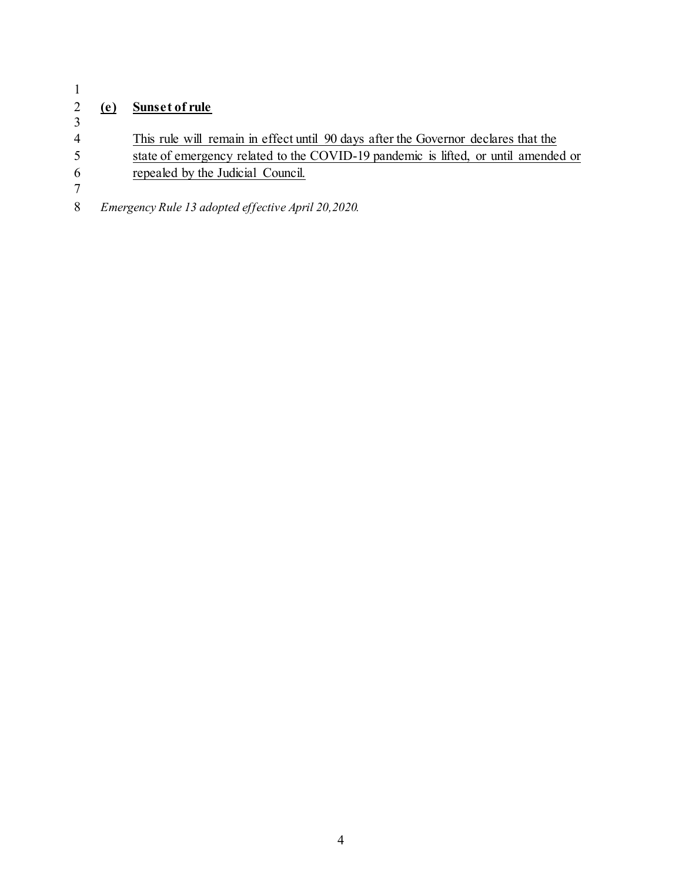**(e) Sunset of rule**

This rule will remain in effect until 90 days after the Governor declares that the state of emergency related to the COVID-19 pandemic is lifted, or until amended or repealed by the Judicial Council.

*Emergency Rule 13 adopted effective April 20, 2020.*